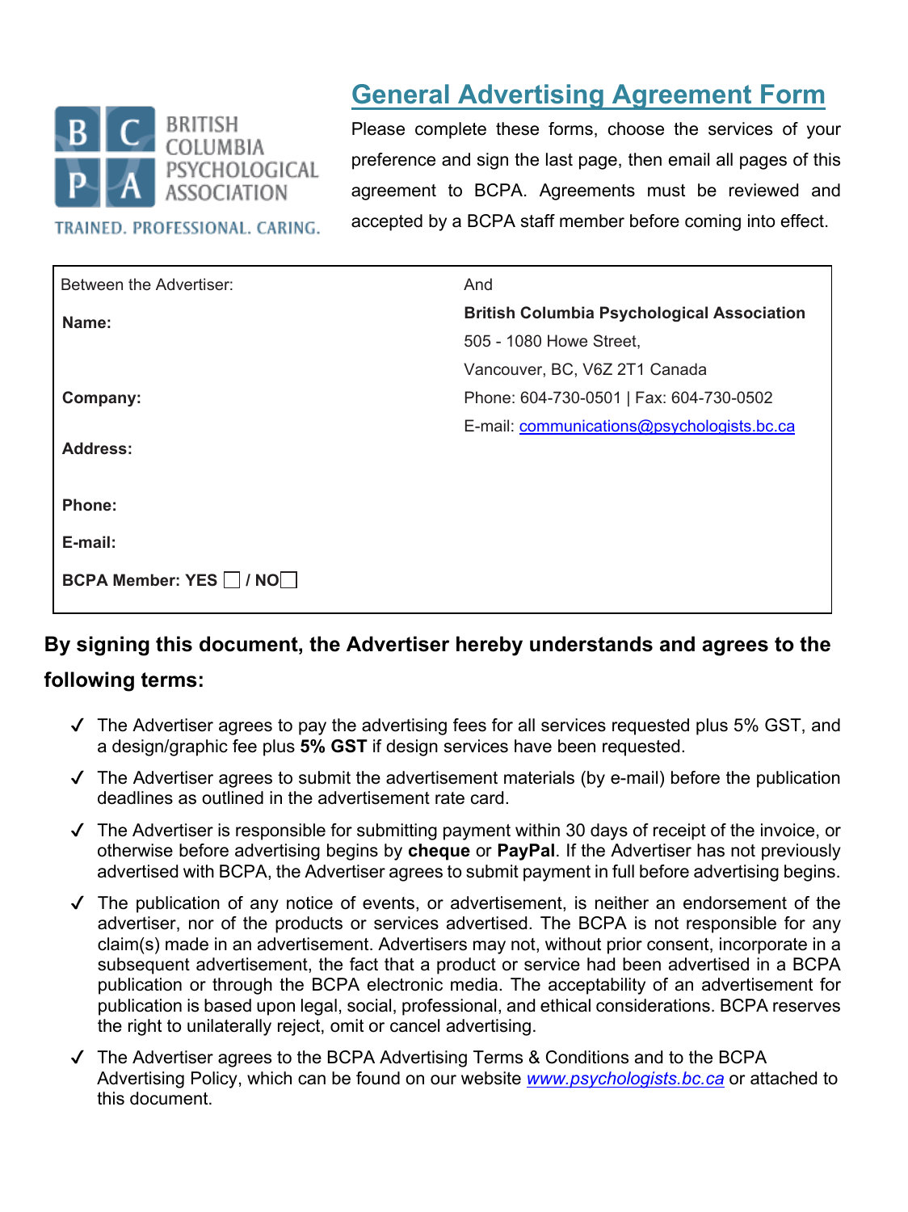BRITISH COLUMBIA PSYCHOLOGICAL ASSOCIATION

TRAINED. PROFESSIONAL. CARING.

# General Advertising Agreement Form

Please complete these forms, choose the services of your preference and sign the last page, then email all pages of this agreement to BCPA. Agreements must be reviewed and accepted by a BCPA staff member before coming into effect.

| Between the Advertiser: | And |
|---|---|
| **Name:** | **British Columbia Psychological Association** |
| | 505 - 1080 Howe Street, |
| | Vancouver, BC, V6Z 2T1 Canada |
| **Company:** | Phone: 604-730-0501 \| Fax: 604-730-0502 |
| | E-mail: communications@psychologists.bc.ca |
| **Address:** | |
| **Phone:** | |
| **E-mail:** | |
| **BCPA Member: YES ☐ / NO ☐** | |

**By signing this document, the Advertiser hereby understands and agrees to the following terms:**

- ✓ The Advertiser agrees to pay the advertising fees for all services requested plus 5% GST, and a design/graphic fee plus **5% GST** if design services have been requested.
- ✓ The Advertiser agrees to submit the advertisement materials (by e-mail) before the publication deadlines as outlined in the advertisement rate card.
- ✓ The Advertiser is responsible for submitting payment within 30 days of receipt of the invoice, or otherwise before advertising begins by **cheque** or **PayPal**. If the Advertiser has not previously advertised with BCPA, the Advertiser agrees to submit payment in full before advertising begins.
- ✓ The publication of any notice of events, or advertisement, is neither an endorsement of the advertiser, nor of the products or services advertised. The BCPA is not responsible for any claim(s) made in an advertisement. Advertisers may not, without prior consent, incorporate in a subsequent advertisement, the fact that a product or service had been advertised in a BCPA publication or through the BCPA electronic media. The acceptability of an advertisement for publication is based upon legal, social, professional, and ethical considerations. BCPA reserves the right to unilaterally reject, omit or cancel advertising.
- ✓ The Advertiser agrees to the BCPA Advertising Terms & Conditions and to the BCPA Advertising Policy, which can be found on our website *www.psychologists.bc.ca* or attached to this document.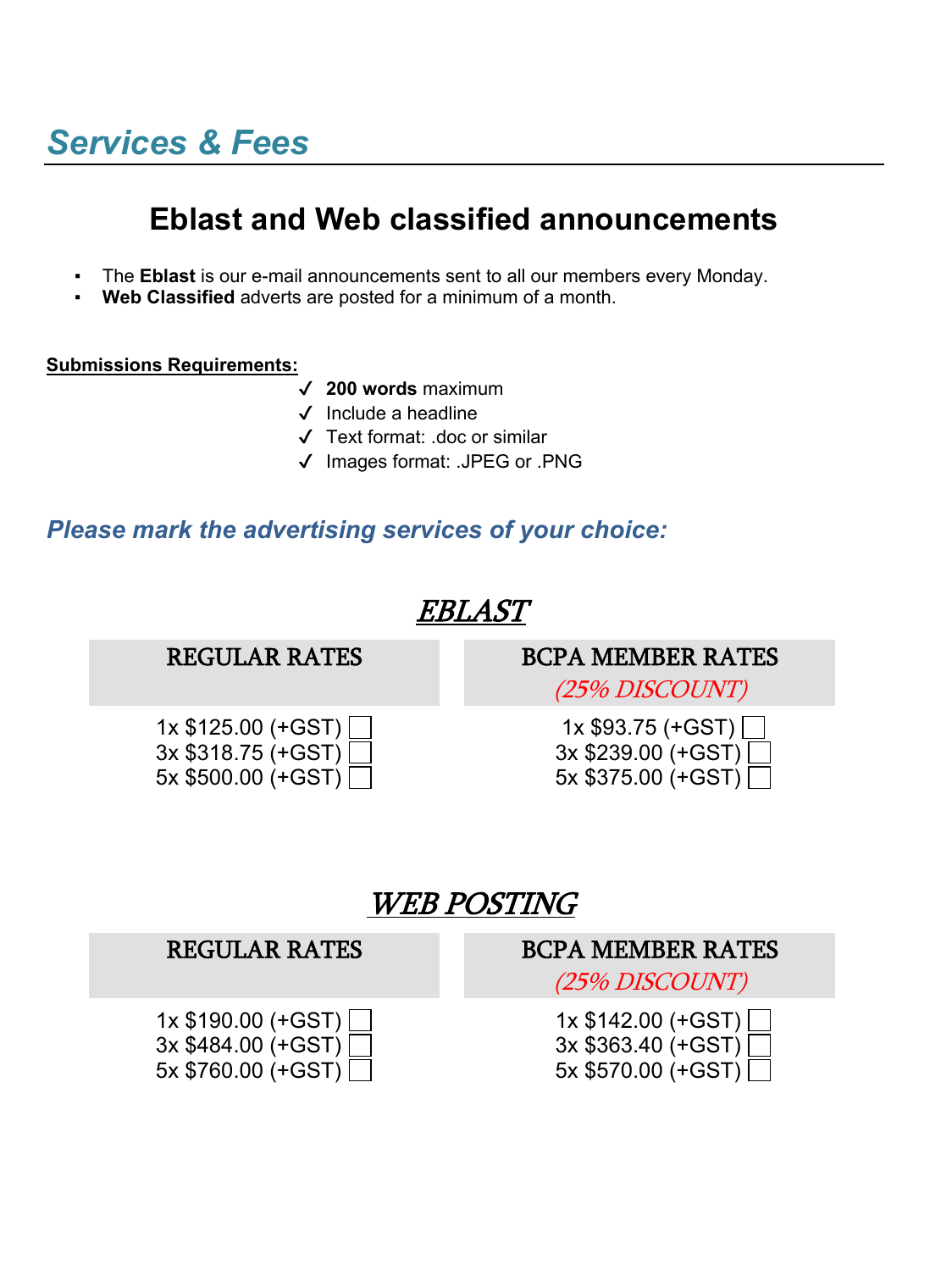# Services & Fees

## Eblast and Web classified announcements

- The **Eblast** is our e-mail announcements sent to all our members every Monday.
- **Web Classified** adverts are posted for a minimum of a month.

**Submissions Requirements:**

- ✓ **200 words** maximum
- ✓ Include a headline
- ✓ Text format: .doc or similar
- ✓ Images format: .JPEG or .PNG

### *Please mark the advertising services of your choice:*

### *EBLAST*

| REGULAR RATES | BCPA MEMBER RATES *(25% DISCOUNT)* |
|---|---|
| 1x $125.00 (+GST) ☐ | 1x $93.75 (+GST) ☐ |
| 3x $318.75 (+GST) ☐ | 3x $239.00 (+GST) ☐ |
| 5x $500.00 (+GST) ☐ | 5x $375.00 (+GST) ☐ |

### *WEB POSTING*

| REGULAR RATES | BCPA MEMBER RATES *(25% DISCOUNT)* |
|---|---|
| 1x $190.00 (+GST) ☐ | 1x $142.00 (+GST) ☐ |
| 3x $484.00 (+GST) ☐ | 3x $363.40 (+GST) ☐ |
| 5x $760.00 (+GST) ☐ | 5x $570.00 (+GST) ☐ |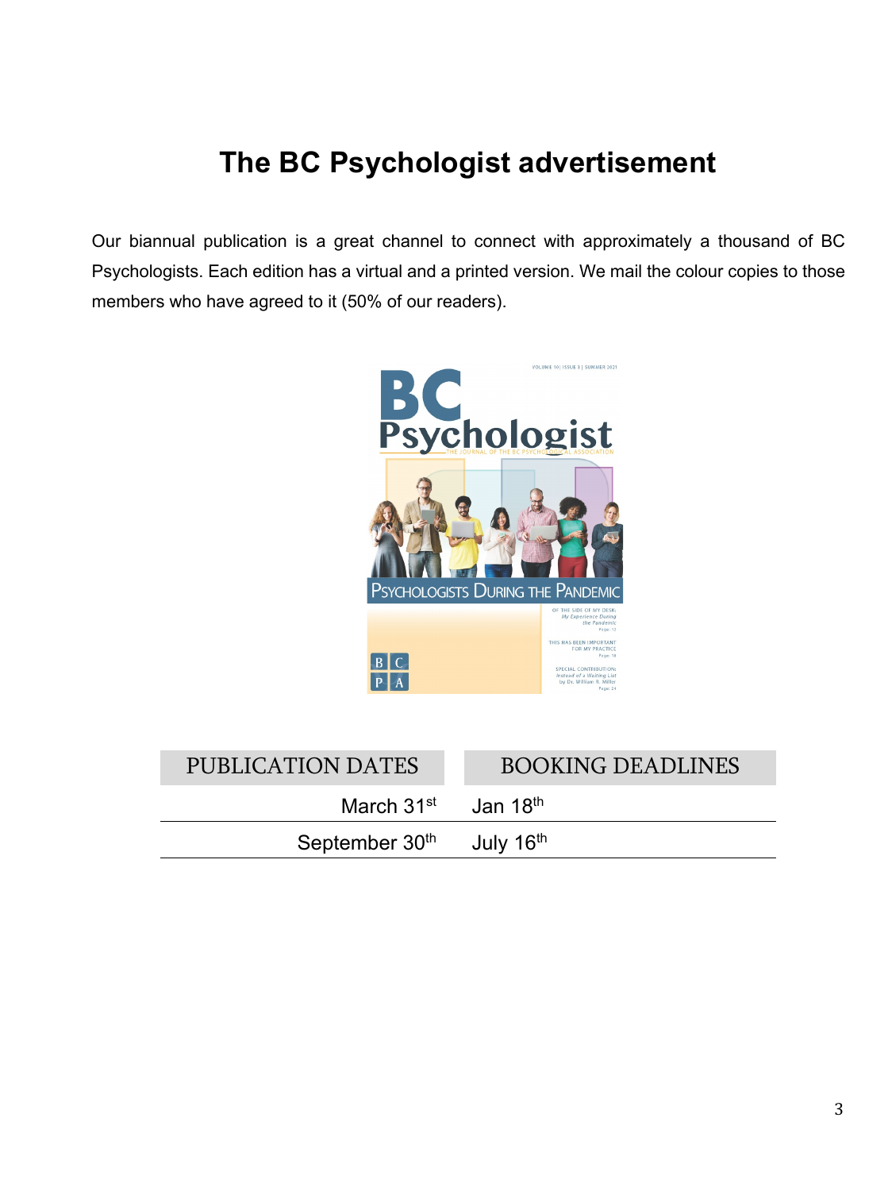# The BC Psychologist advertisement

Our biannual publication is a great channel to connect with approximately a thousand of BC Psychologists. Each edition has a virtual and a printed version. We mail the colour copies to those members who have agreed to it (50% of our readers).

| PUBLICATION DATES | BOOKING DEADLINES |
|---|---|
| March 31st | Jan 18th |
| September 30th | July 16th |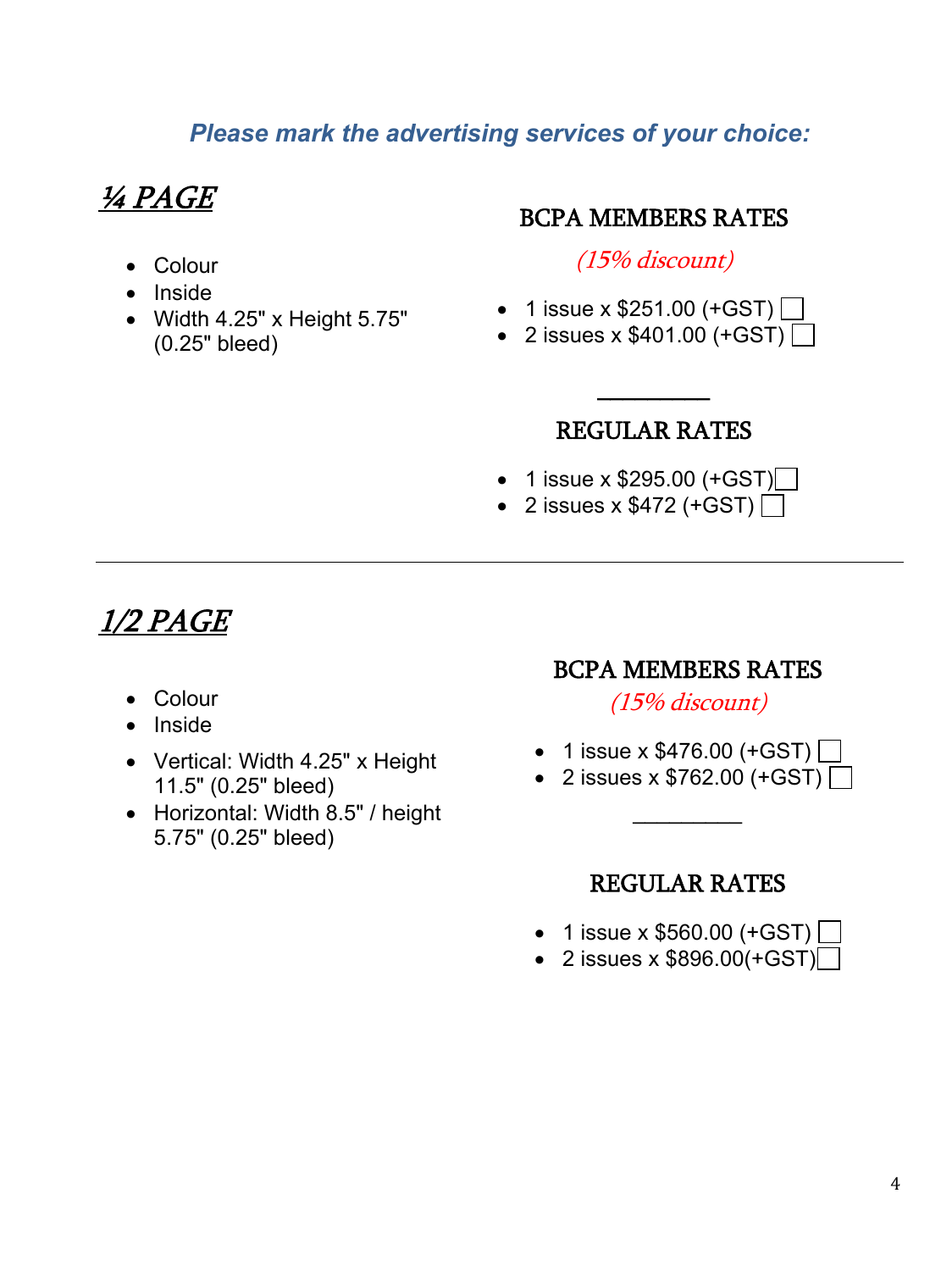***Please mark the advertising services of your choice:***

## *¼ PAGE*

- Colour
- Inside
- Width 4.25" x Height 5.75" (0.25" bleed)

### BCPA MEMBERS RATES

*(15% discount)*

- 1 issue x $251.00 (+GST) ☐
- 2 issues x $401.00 (+GST) ☐

---

### REGULAR RATES

- 1 issue x $295.00 (+GST) ☐
- 2 issues x $472 (+GST) ☐

---

## *1/2 PAGE*

- Colour
- Inside
- Vertical: Width 4.25" x Height 11.5" (0.25" bleed)
- Horizontal: Width 8.5" / height 5.75" (0.25" bleed)

### BCPA MEMBERS RATES

*(15% discount)*

- 1 issue x $476.00 (+GST) ☐
- 2 issues x $762.00 (+GST) ☐

---

### REGULAR RATES

- 1 issue x $560.00 (+GST) ☐
- 2 issues x $896.00(+GST) ☐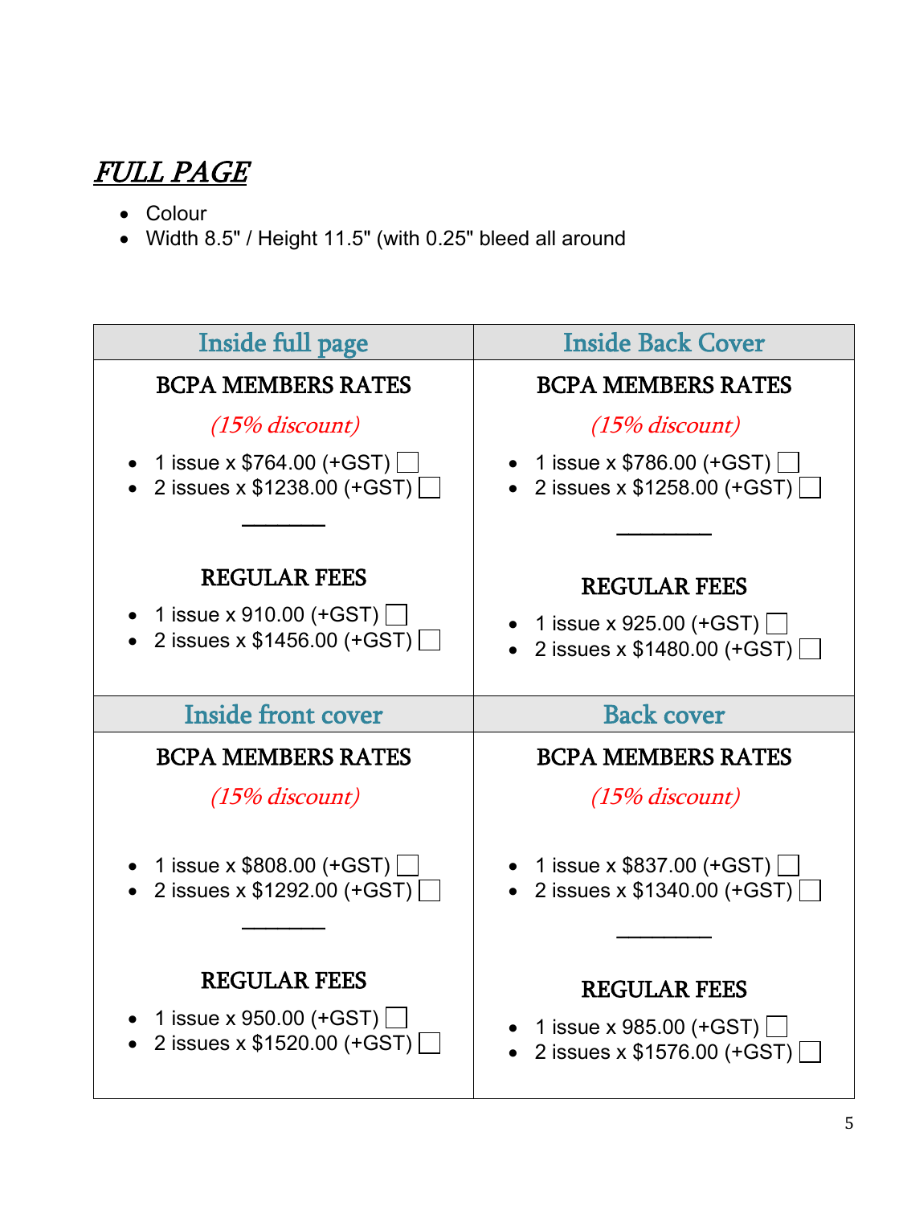## ***FULL PAGE***

- Colour
- Width 8.5" / Height 11.5" (with 0.25" bleed all around

| Inside full page | Inside Back Cover |
|---|---|
| **BCPA MEMBERS RATES**<br>*(15% discount)*<br>• 1 issue x $764.00 (+GST) ☐<br>• 2 issues x $1238.00 (+GST) ☐<br>———<br>**REGULAR FEES**<br>• 1 issue x 910.00 (+GST) ☐<br>• 2 issues x $1456.00 (+GST) ☐ | **BCPA MEMBERS RATES**<br>*(15% discount)*<br>• 1 issue x $786.00 (+GST) ☐<br>• 2 issues x $1258.00 (+GST) ☐<br>———<br>**REGULAR FEES**<br>• 1 issue x 925.00 (+GST) ☐<br>• 2 issues x $1480.00 (+GST) ☐ |
| **Inside front cover** | **Back cover** |
| **BCPA MEMBERS RATES**<br>*(15% discount)*<br>• 1 issue x $808.00 (+GST) ☐<br>• 2 issues x $1292.00 (+GST) ☐<br>———<br>**REGULAR FEES**<br>• 1 issue x 950.00 (+GST) ☐<br>• 2 issues x $1520.00 (+GST) ☐ | **BCPA MEMBERS RATES**<br>*(15% discount)*<br>• 1 issue x $837.00 (+GST) ☐<br>• 2 issues x $1340.00 (+GST) ☐<br>———<br>**REGULAR FEES**<br>• 1 issue x 985.00 (+GST) ☐<br>• 2 issues x $1576.00 (+GST) ☐ |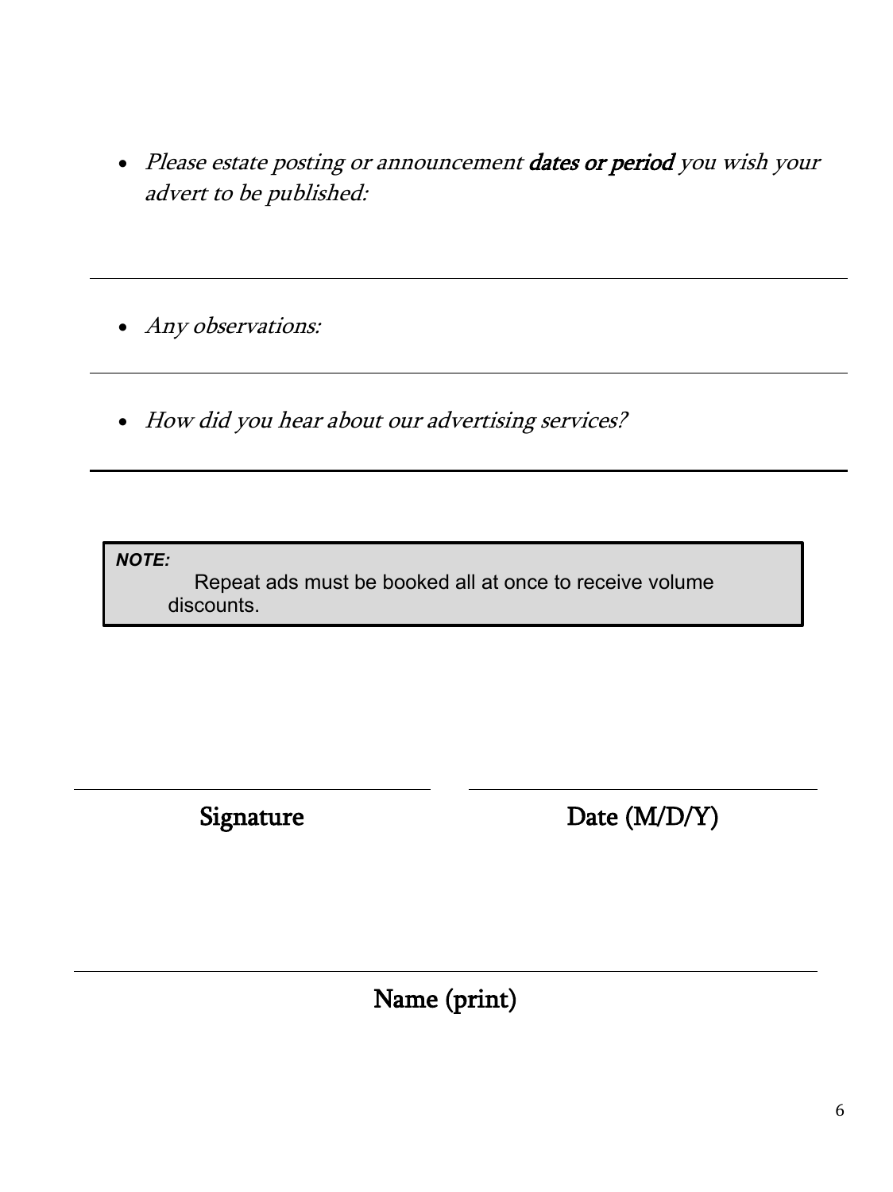- *Please estate posting or announcement* ***dates or period*** *you wish your advert to be published:*

---

- *Any observations:*

---

- *How did you hear about our advertising services?*

---

> ***NOTE:***
> Repeat ads must be booked all at once to receive volume discounts.

| Signature | Date (M/D/Y) |
| --- | --- |
| | |

Name (print)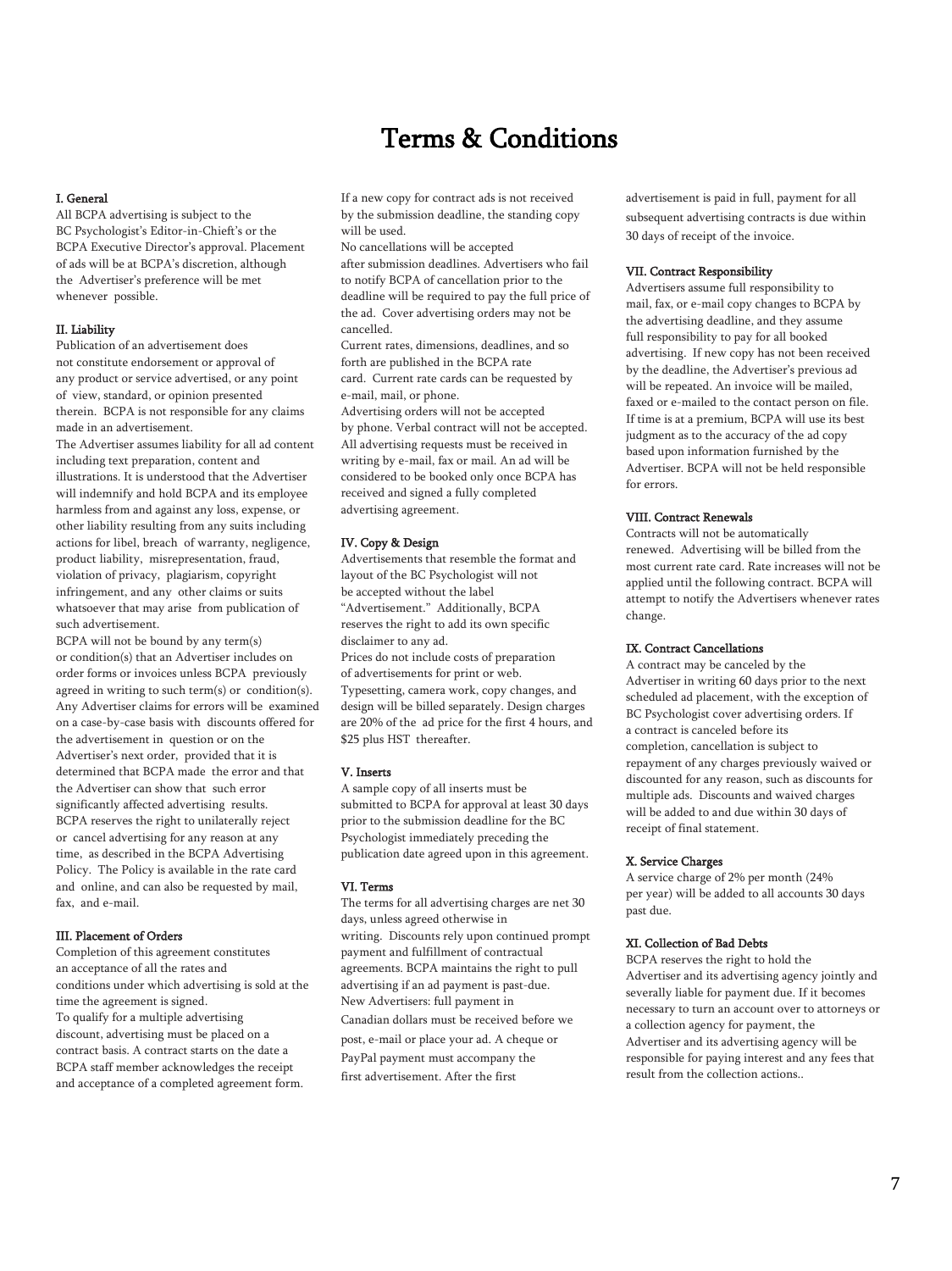# Terms & Conditions

### I. General

All BCPA advertising is subject to the BC Psychologist's Editor-in-Chieft's or the BCPA Executive Director's approval. Placement of ads will be at BCPA's discretion, although the Advertiser's preference will be met whenever possible.

### II. Liability

Publication of an advertisement does not constitute endorsement or approval of any product or service advertised, or any point of view, standard, or opinion presented therein. BCPA is not responsible for any claims made in an advertisement.

The Advertiser assumes liability for all ad content including text preparation, content and illustrations. It is understood that the Advertiser will indemnify and hold BCPA and its employee harmless from and against any loss, expense, or other liability resulting from any suits including actions for libel, breach of warranty, negligence, product liability, misrepresentation, fraud, violation of privacy, plagiarism, copyright infringement, and any other claims or suits whatsoever that may arise from publication of such advertisement.

BCPA will not be bound by any term(s) or condition(s) that an Advertiser includes on order forms or invoices unless BCPA previously agreed in writing to such term(s) or condition(s). Any Advertiser claims for errors will be examined on a case-by-case basis with discounts offered for the advertisement in question or on the Advertiser's next order, provided that it is determined that BCPA made the error and that the Advertiser can show that such error significantly affected advertising results.

BCPA reserves the right to unilaterally reject or cancel advertising for any reason at any time, as described in the BCPA Advertising Policy. The Policy is available in the rate card and online, and can also be requested by mail, fax, and e-mail.

### III. Placement of Orders

Completion of this agreement constitutes an acceptance of all the rates and conditions under which advertising is sold at the time the agreement is signed.

To qualify for a multiple advertising discount, advertising must be placed on a contract basis. A contract starts on the date a BCPA staff member acknowledges the receipt and acceptance of a completed agreement form.

If a new copy for contract ads is not received by the submission deadline, the standing copy will be used.

No cancellations will be accepted after submission deadlines. Advertisers who fail to notify BCPA of cancellation prior to the deadline will be required to pay the full price of the ad. Cover advertising orders may not be cancelled.

Current rates, dimensions, deadlines, and so forth are published in the BCPA rate card. Current rate cards can be requested by e-mail, mail, or phone.

Advertising orders will not be accepted by phone. Verbal contract will not be accepted. All advertising requests must be received in writing by e-mail, fax or mail. An ad will be considered to be booked only once BCPA has received and signed a fully completed advertising agreement.

### IV. Copy & Design

Advertisements that resemble the format and layout of the BC Psychologist will not be accepted without the label "Advertisement." Additionally, BCPA reserves the right to add its own specific disclaimer to any ad.

Prices do not include costs of preparation of advertisements for print or web. Typesetting, camera work, copy changes, and design will be billed separately. Design charges are 20% of the ad price for the first 4 hours, and $25 plus HST thereafter.

### V. Inserts

A sample copy of all inserts must be submitted to BCPA for approval at least 30 days prior to the submission deadline for the BC Psychologist immediately preceding the publication date agreed upon in this agreement.

### VI. Terms

The terms for all advertising charges are net 30 days, unless agreed otherwise in writing. Discounts rely upon continued prompt payment and fulfillment of contractual agreements. BCPA maintains the right to pull advertising if an ad payment is past-due.

New Advertisers: full payment in Canadian dollars must be received before we post, e-mail or place your ad. A cheque or PayPal payment must accompany the first advertisement. After the first advertisement is paid in full, payment for all subsequent advertising contracts is due within 30 days of receipt of the invoice.

### VII. Contract Responsibility

Advertisers assume full responsibility to mail, fax, or e-mail copy changes to BCPA by the advertising deadline, and they assume full responsibility to pay for all booked advertising. If new copy has not been received by the deadline, the Advertiser's previous ad will be repeated. An invoice will be mailed, faxed or e-mailed to the contact person on file. If time is at a premium, BCPA will use its best judgment as to the accuracy of the ad copy based upon information furnished by the Advertiser. BCPA will not be held responsible for errors.

### VIII. Contract Renewals

Contracts will not be automatically renewed. Advertising will be billed from the most current rate card. Rate increases will not be applied until the following contract. BCPA will attempt to notify the Advertisers whenever rates change.

### IX. Contract Cancellations

A contract may be canceled by the Advertiser in writing 60 days prior to the next scheduled ad placement, with the exception of BC Psychologist cover advertising orders. If a contract is canceled before its completion, cancellation is subject to repayment of any charges previously waived or discounted for any reason, such as discounts for multiple ads. Discounts and waived charges will be added to and due within 30 days of receipt of final statement.

### X. Service Charges

A service charge of 2% per month (24% per year) will be added to all accounts 30 days past due.

### XI. Collection of Bad Debts

BCPA reserves the right to hold the Advertiser and its advertising agency jointly and severally liable for payment due. If it becomes necessary to turn an account over to attorneys or a collection agency for payment, the Advertiser and its advertising agency will be responsible for paying interest and any fees that result from the collection actions..